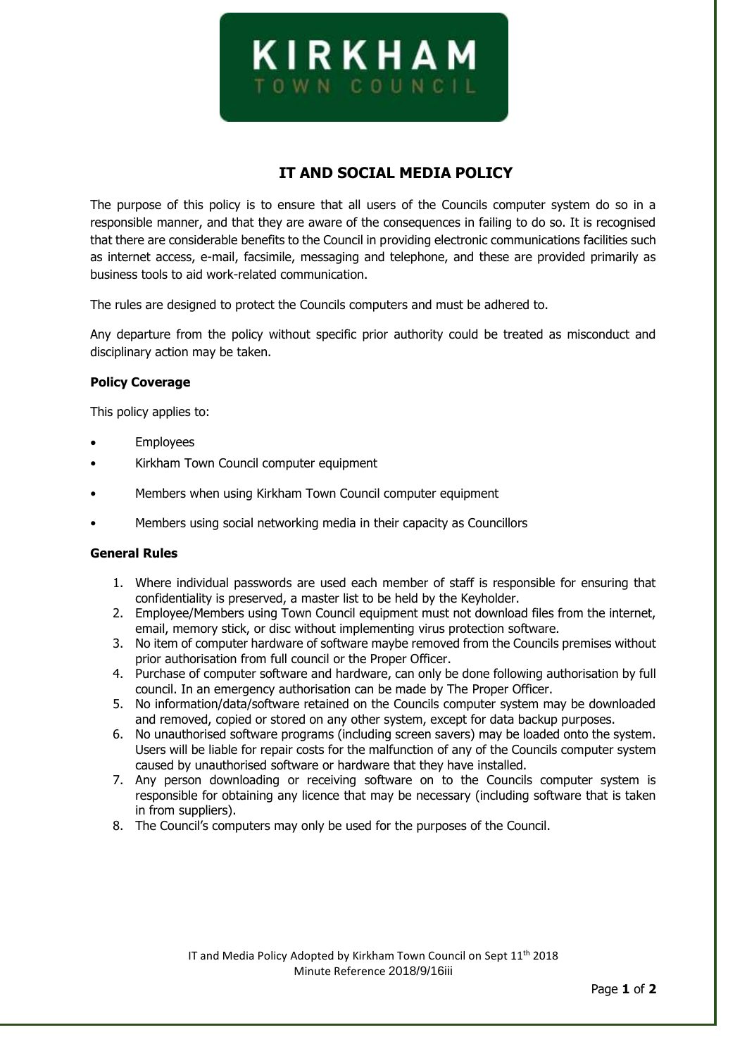KIRKHAM
TOWN COUNCIL

# IT AND SOCIAL MEDIA POLICY

The purpose of this policy is to ensure that all users of the Councils computer system do so in a responsible manner, and that they are aware of the consequences in failing to do so. It is recognised that there are considerable benefits to the Council in providing electronic communications facilities such as internet access, e-mail, facsimile, messaging and telephone, and these are provided primarily as business tools to aid work-related communication.

The rules are designed to protect the Councils computers and must be adhered to.

Any departure from the policy without specific prior authority could be treated as misconduct and disciplinary action may be taken.

**Policy Coverage**

This policy applies to:

- Employees
- Kirkham Town Council computer equipment
- Members when using Kirkham Town Council computer equipment
- Members using social networking media in their capacity as Councillors

**General Rules**

1. Where individual passwords are used each member of staff is responsible for ensuring that confidentiality is preserved, a master list to be held by the Keyholder.
2. Employee/Members using Town Council equipment must not download files from the internet, email, memory stick, or disc without implementing virus protection software.
3. No item of computer hardware of software maybe removed from the Councils premises without prior authorisation from full council or the Proper Officer.
4. Purchase of computer software and hardware, can only be done following authorisation by full council. In an emergency authorisation can be made by The Proper Officer.
5. No information/data/software retained on the Councils computer system may be downloaded and removed, copied or stored on any other system, except for data backup purposes.
6. No unauthorised software programs (including screen savers) may be loaded onto the system. Users will be liable for repair costs for the malfunction of any of the Councils computer system caused by unauthorised software or hardware that they have installed.
7. Any person downloading or receiving software on to the Councils computer system is responsible for obtaining any licence that may be necessary (including software that is taken in from suppliers).
8. The Council's computers may only be used for the purposes of the Council.

IT and Media Policy Adopted by Kirkham Town Council on Sept 11th 2018
Minute Reference 2018/9/16iii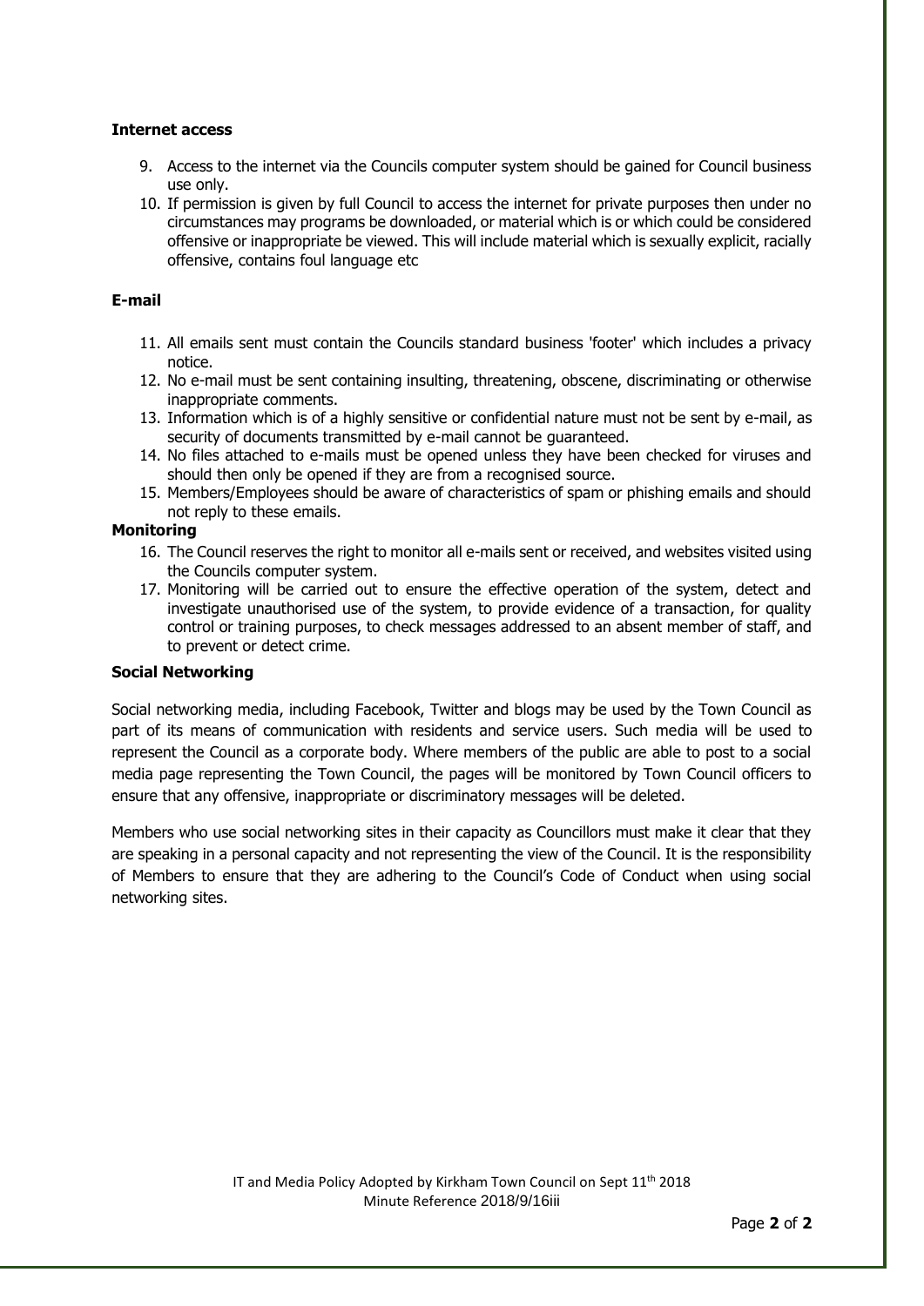**Internet access**

9. Access to the internet via the Councils computer system should be gained for Council business use only.
10. If permission is given by full Council to access the internet for private purposes then under no circumstances may programs be downloaded, or material which is or which could be considered offensive or inappropriate be viewed. This will include material which is sexually explicit, racially offensive, contains foul language etc

**E-mail**

11. All emails sent must contain the Councils standard business 'footer' which includes a privacy notice.
12. No e-mail must be sent containing insulting, threatening, obscene, discriminating or otherwise inappropriate comments.
13. Information which is of a highly sensitive or confidential nature must not be sent by e-mail, as security of documents transmitted by e-mail cannot be guaranteed.
14. No files attached to e-mails must be opened unless they have been checked for viruses and should then only be opened if they are from a recognised source.
15. Members/Employees should be aware of characteristics of spam or phishing emails and should not reply to these emails.

**Monitoring**

16. The Council reserves the right to monitor all e-mails sent or received, and websites visited using the Councils computer system.
17. Monitoring will be carried out to ensure the effective operation of the system, detect and investigate unauthorised use of the system, to provide evidence of a transaction, for quality control or training purposes, to check messages addressed to an absent member of staff, and to prevent or detect crime.

**Social Networking**

Social networking media, including Facebook, Twitter and blogs may be used by the Town Council as part of its means of communication with residents and service users. Such media will be used to represent the Council as a corporate body. Where members of the public are able to post to a social media page representing the Town Council, the pages will be monitored by Town Council officers to ensure that any offensive, inappropriate or discriminatory messages will be deleted.

Members who use social networking sites in their capacity as Councillors must make it clear that they are speaking in a personal capacity and not representing the view of the Council. It is the responsibility of Members to ensure that they are adhering to the Council's Code of Conduct when using social networking sites.